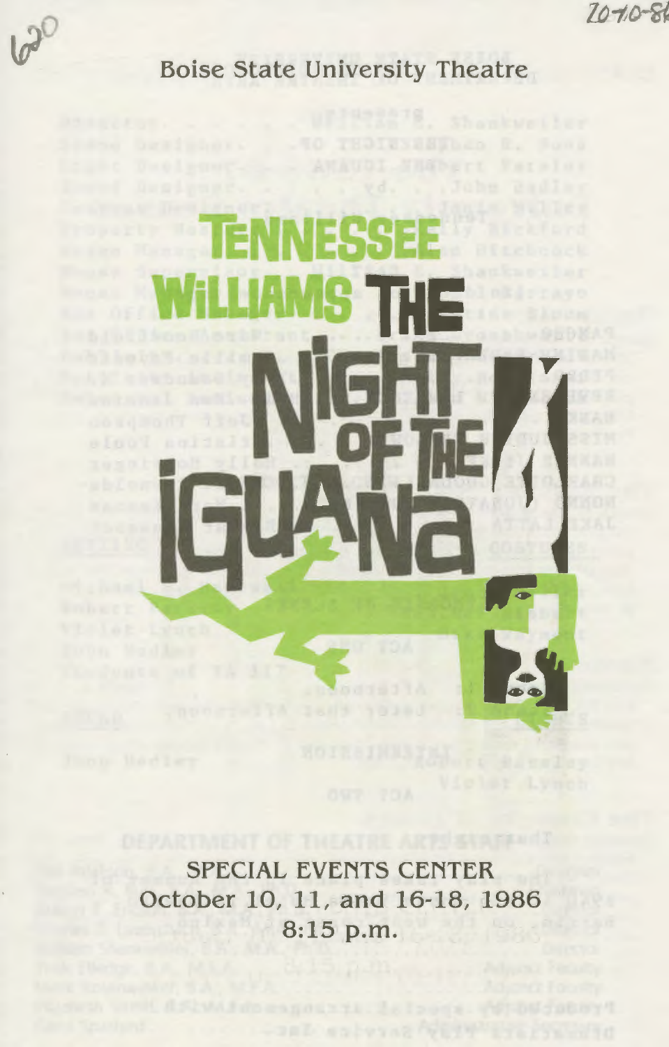620

2010-86

Boise State University Theatre

# TENNESSEE WILLIAMS THE NIGHT OF THE IGUANA

SPECIAL EVENTS CENTER
October 10, 11, and 16-18, 1986
8:15 p.m.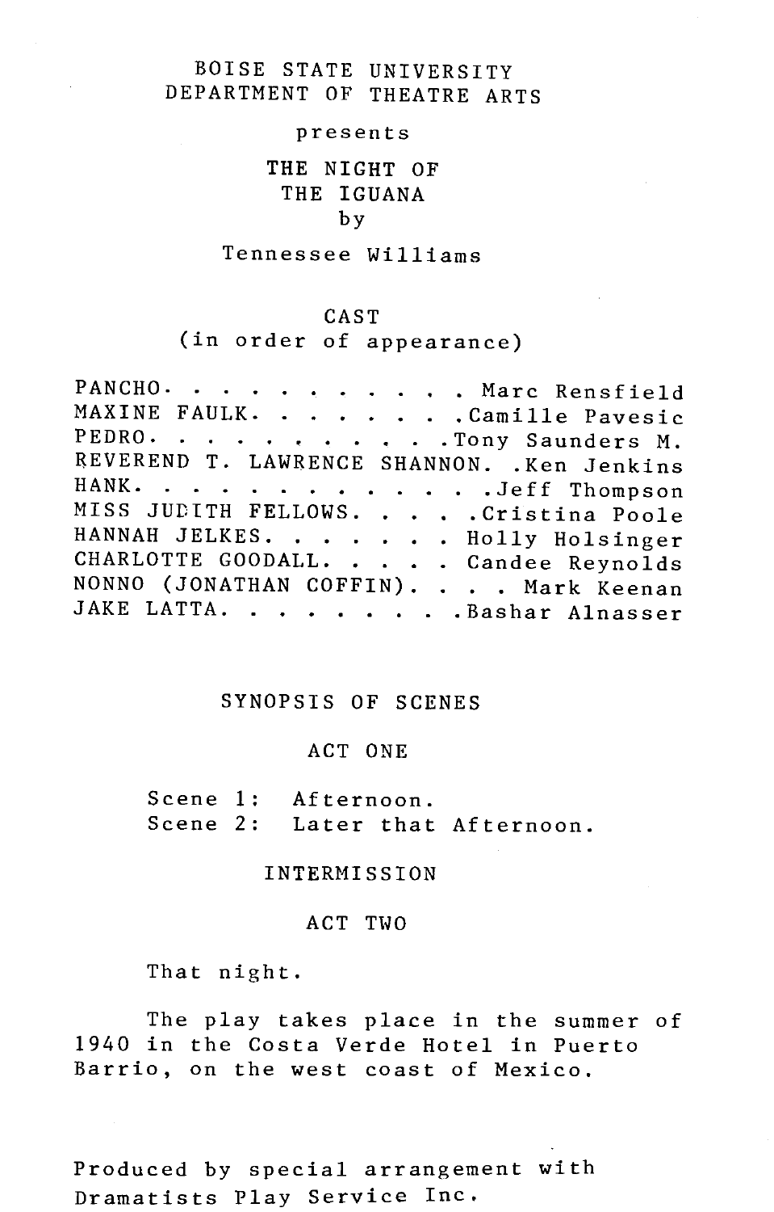BOISE STATE UNIVERSITY
DEPARTMENT OF THEATRE ARTS

presents

# THE NIGHT OF THE IGUANA

by

Tennessee Williams

## CAST
(in order of appearance)

PANCHO. . . . . . . . . . . Marc Rensfield
MAXINE FAULK. . . . . . . .Camille Pavesic
PEDRO. . . . . . . . . . .Tony Saunders M.
REVEREND T. LAWRENCE SHANNON. .Ken Jenkins
HANK. . . . . . . . . . . . .Jeff Thompson
MISS JUDITH FELLOWS. . . . .Cristina Poole
HANNAH JELKES. . . . . . . Holly Holsinger
CHARLOTTE GOODALL. . . . . Candee Reynolds
NONNO (JONATHAN COFFIN). . . . Mark Keenan
JAKE LATTA. . . . . . . . .Bashar Alnasser

## SYNOPSIS OF SCENES

### ACT ONE

Scene 1: Afternoon.
Scene 2: Later that Afternoon.

INTERMISSION

### ACT TWO

That night.

The play takes place in the summer of 1940 in the Costa Verde Hotel in Puerto Barrio, on the west coast of Mexico.

Produced by special arrangement with Dramatists Play Service Inc.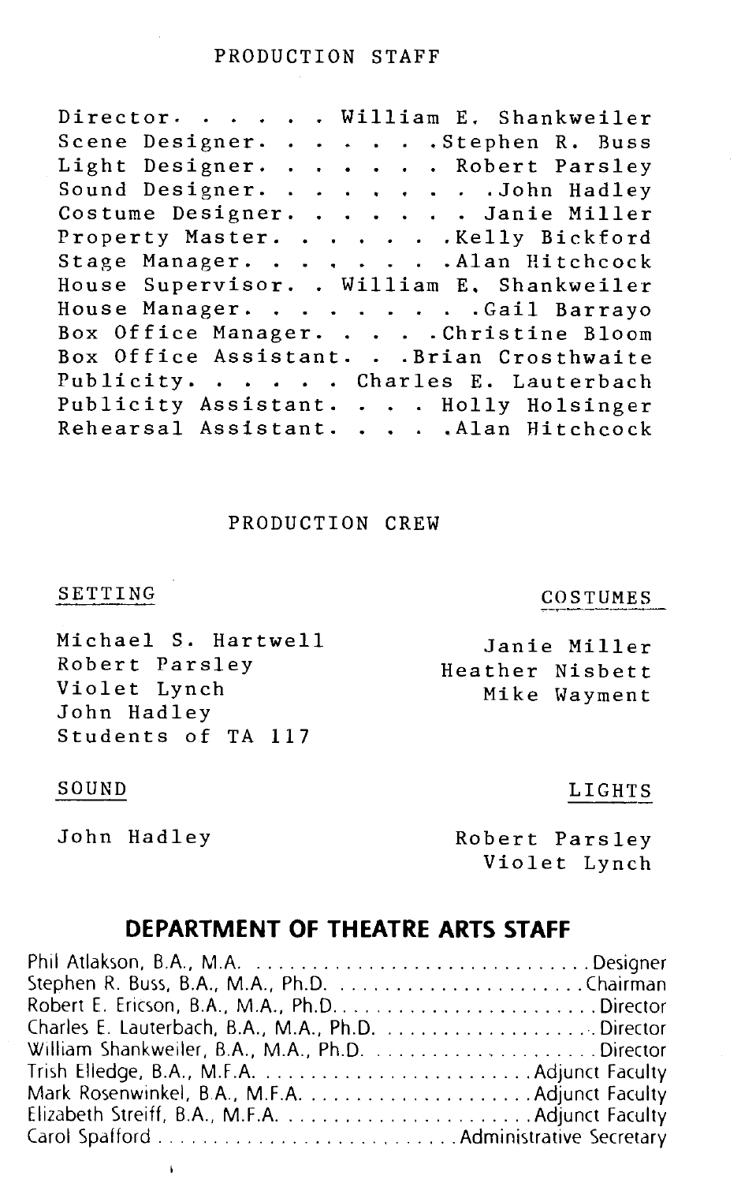## PRODUCTION STAFF

Director. . . . . . William E. Shankweiler
Scene Designer. . . . . . .Stephen R. Buss
Light Designer. . . . . . . Robert Parsley
Sound Designer. . . . . . . . .John Hadley
Costume Designer. . . . . . . Janie Miller
Property Master. . . . . . .Kelly Bickford
Stage Manager. . . . . . . .Alan Hitchcock
House Supervisor. . William E. Shankweiler
House Manager. . . . . . . . .Gail Barrayo
Box Office Manager. . . . .Christine Bloom
Box Office Assistant. . .Brian Crosthwaite
Publicity. . . . . . Charles E. Lauterbach
Publicity Assistant. . . . Holly Holsinger
Rehearsal Assistant. . . . .Alan Hitchcock

## PRODUCTION CREW

**SETTING**

Michael S. Hartwell
Robert Parsley
Violet Lynch
John Hadley
Students of TA 117

**COSTUMES**

Janie Miller
Heather Nisbett
Mike Wayment

**SOUND**

John Hadley

**LIGHTS**

Robert Parsley
Violet Lynch

## DEPARTMENT OF THEATRE ARTS STAFF

Phil Atlakson, B.A., M.A. . . . . . . . . . . . . . . . . . . . . . . . . . . . . . Designer
Stephen R. Buss, B.A., M.A., Ph.D. . . . . . . . . . . . . . . . . . . . . . .Chairman
Robert E. Ericson, B.A., M.A., Ph.D. . . . . . . . . . . . . . . . . . . . . . . Director
Charles E. Lauterbach, B.A., M.A., Ph.D. . . . . . . . . . . . . . . . . . . Director
William Shankweiler, B.A., M.A., Ph.D. . . . . . . . . . . . . . . . . . . . Director
Trish Elledge, B.A., M.F.A. . . . . . . . . . . . . . . . . . . . . . . . . Adjunct Faculty
Mark Rosenwinkel, B.A., M.F.A. . . . . . . . . . . . . . . . . . . . Adjunct Faculty
Elizabeth Streiff, B.A., M.F.A. . . . . . . . . . . . . . . . . . . . . . Adjunct Faculty
Carol Spafford . . . . . . . . . . . . . . . . . . . . . . . . . . Administrative Secretary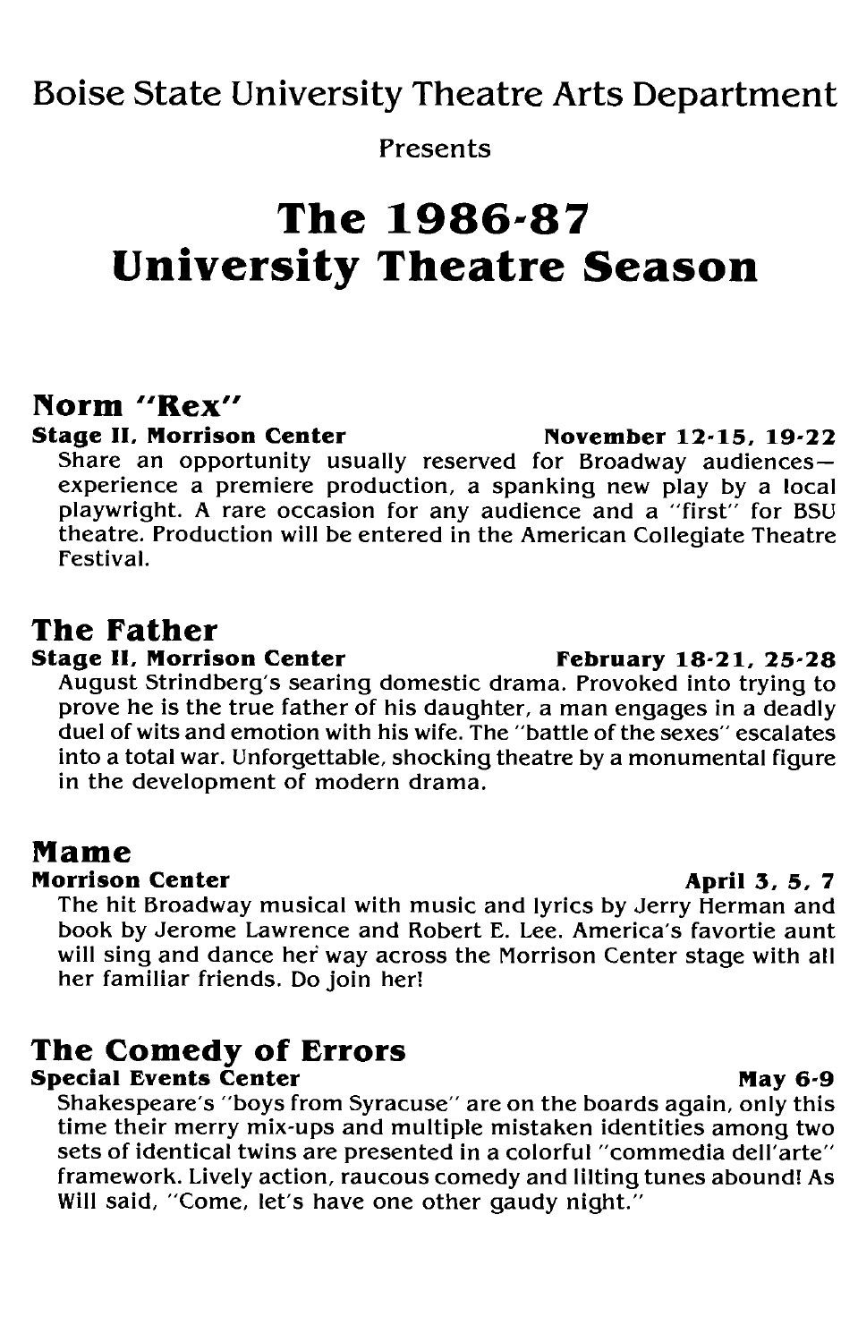# Boise State University Theatre Arts Department

Presents

# The 1986-87 University Theatre Season

## Norm "Rex"

**Stage II, Morrison Center** **November 12-15, 19-22**

Share an opportunity usually reserved for Broadway audiences—experience a premiere production, a spanking new play by a local playwright. A rare occasion for any audience and a "first" for BSU theatre. Production will be entered in the American Collegiate Theatre Festival.

## The Father

**Stage II, Morrison Center** **February 18-21, 25-28**

August Strindberg's searing domestic drama. Provoked into trying to prove he is the true father of his daughter, a man engages in a deadly duel of wits and emotion with his wife. The "battle of the sexes" escalates into a total war. Unforgettable, shocking theatre by a monumental figure in the development of modern drama.

## Mame

**Morrison Center** **April 3, 5, 7**

The hit Broadway musical with music and lyrics by Jerry Herman and book by Jerome Lawrence and Robert E. Lee. America's favortie aunt will sing and dance her way across the Morrison Center stage with all her familiar friends. Do join her!

## The Comedy of Errors

**Special Events Center** **May 6-9**

Shakespeare's "boys from Syracuse" are on the boards again, only this time their merry mix-ups and multiple mistaken identities among two sets of identical twins are presented in a colorful "commedia dell'arte" framework. Lively action, raucous comedy and lilting tunes abound! As Will said, "Come, let's have one other gaudy night."